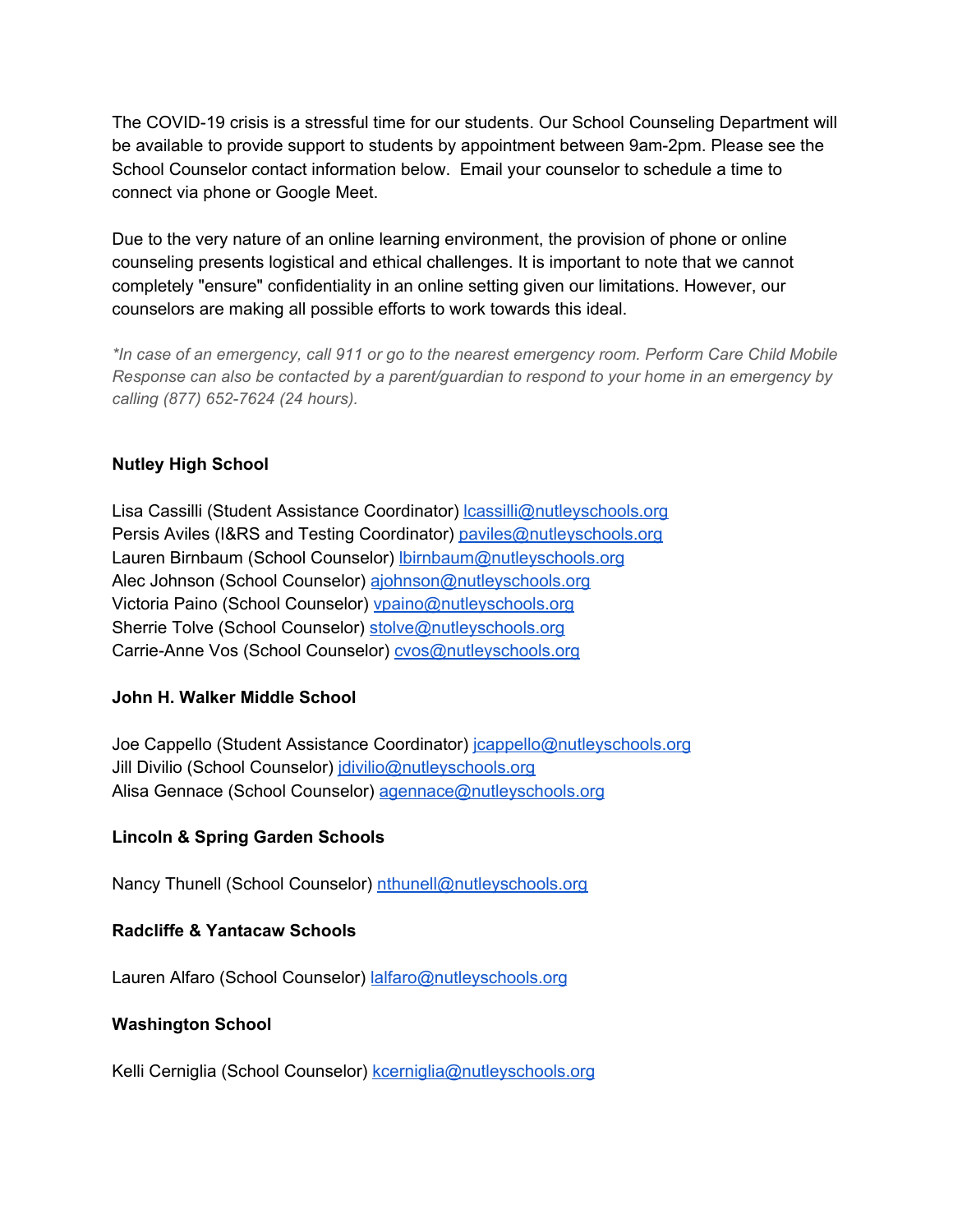The COVID-19 crisis is a stressful time for our students. Our School Counseling Department will be available to provide support to students by appointment between 9am-2pm. Please see the School Counselor contact information below. Email your counselor to schedule a time to connect via phone or Google Meet.

Due to the very nature of an online learning environment, the provision of phone or online counseling presents logistical and ethical challenges. It is important to note that we cannot completely "ensure" confidentiality in an online setting given our limitations. However, our counselors are making all possible efforts to work towards this ideal.

*\*In case of an emergency, call 911 or go to the nearest emergency room. Perform Care Child Mobile Response can also be contacted by a parent/guardian to respond to your home in an emergency by calling (877) 652-7624 (24 hours).*

**Nutley High School**

Lisa Cassilli (Student Assistance Coordinator) lcassilli@nutleyschools.org
Persis Aviles (I&RS and Testing Coordinator) paviles@nutleyschools.org
Lauren Birnbaum (School Counselor) lbirnbaum@nutleyschools.org
Alec Johnson (School Counselor) ajohnson@nutleyschools.org
Victoria Paino (School Counselor) vpaino@nutleyschools.org
Sherrie Tolve (School Counselor) stolve@nutleyschools.org
Carrie-Anne Vos (School Counselor) cvos@nutleyschools.org

**John H. Walker Middle School**

Joe Cappello (Student Assistance Coordinator) jcappello@nutleyschools.org
Jill Divilio (School Counselor) jdivilio@nutleyschools.org
Alisa Gennace (School Counselor) agennace@nutleyschools.org

**Lincoln & Spring Garden Schools**

Nancy Thunell (School Counselor) nthunell@nutleyschools.org

**Radcliffe & Yantacaw Schools**

Lauren Alfaro (School Counselor) lalfaro@nutleyschools.org

**Washington School**

Kelli Cerniglia (School Counselor) kcerniglia@nutleyschools.org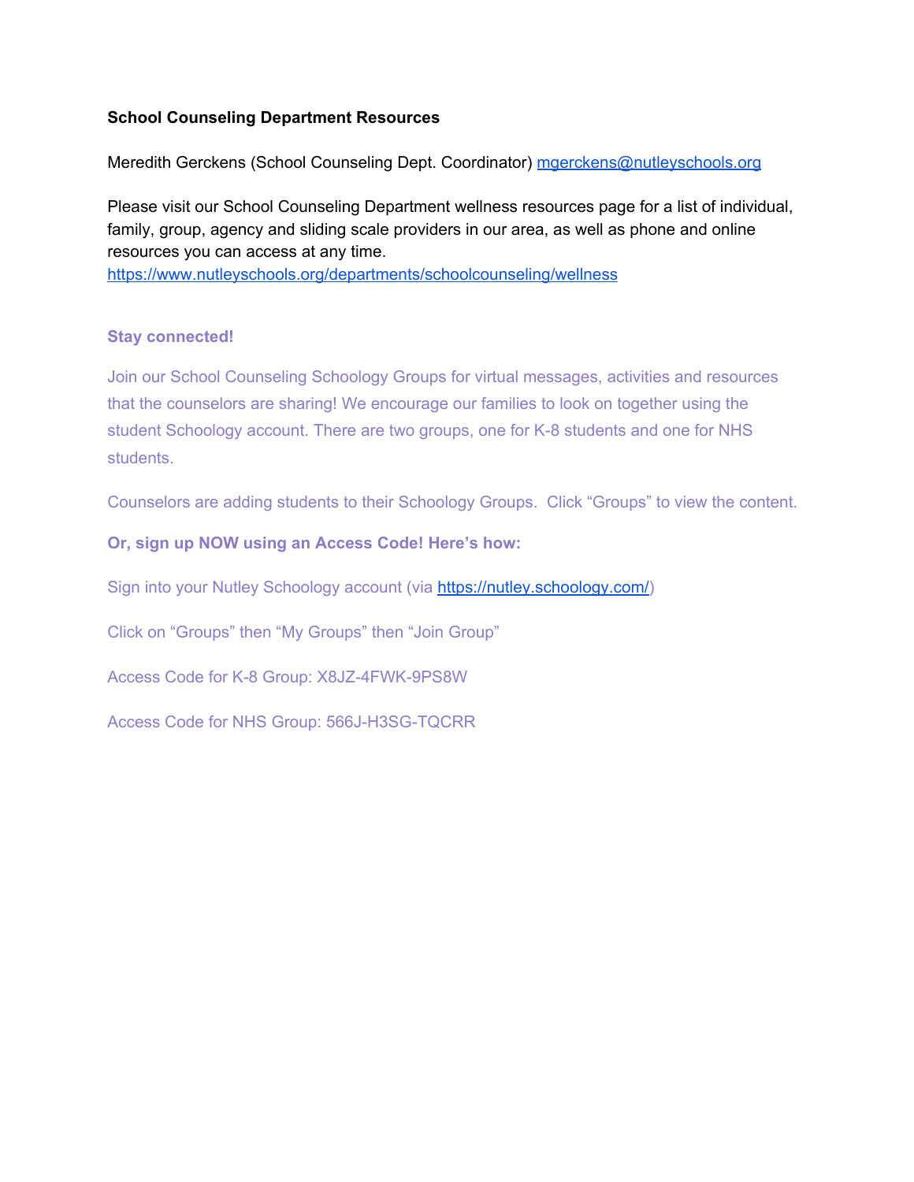**School Counseling Department Resources**

Meredith Gerckens (School Counseling Dept. Coordinator) mgerckens@nutleyschools.org

Please visit our School Counseling Department wellness resources page for a list of individual, family, group, agency and sliding scale providers in our area, as well as phone and online resources you can access at any time.
https://www.nutleyschools.org/departments/schoolcounseling/wellness

**Stay connected!**

Join our School Counseling Schoology Groups for virtual messages, activities and resources that the counselors are sharing! We encourage our families to look on together using the student Schoology account. There are two groups, one for K-8 students and one for NHS students.

Counselors are adding students to their Schoology Groups. Click "Groups" to view the content.

**Or, sign up NOW using an Access Code! Here's how:**

Sign into your Nutley Schoology account (via https://nutley.schoology.com/)

Click on "Groups" then "My Groups" then "Join Group"

Access Code for K-8 Group: X8JZ-4FWK-9PS8W

Access Code for NHS Group: 566J-H3SG-TQCRR